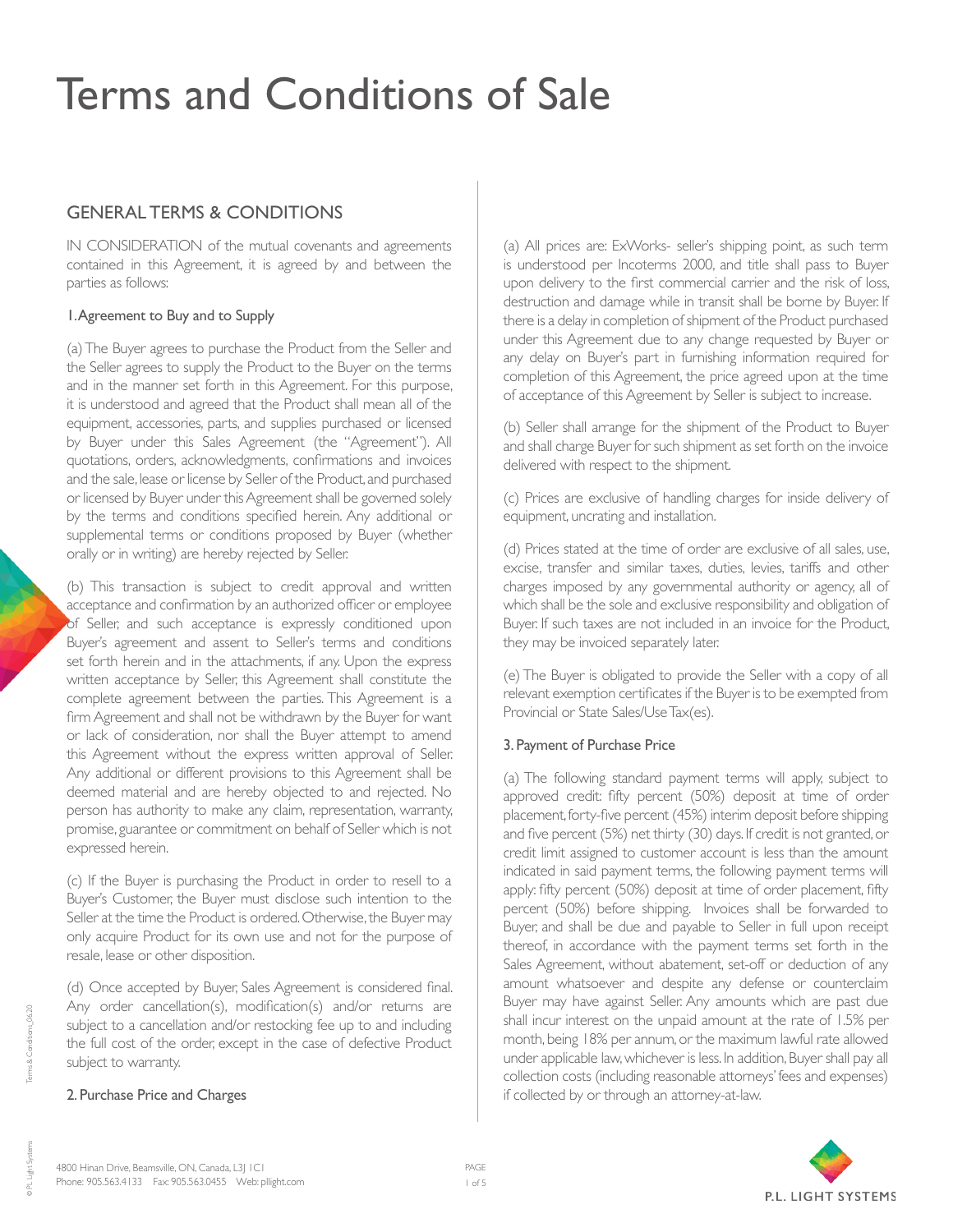# Terms and Conditions of Sale

## GENERAL TERMS & CONDITIONS

IN CONSIDERATION of the mutual covenants and agreements contained in this Agreement, it is agreed by and between the parties as follows:

### 1. Agreement to Buy and to Supply

(a) The Buyer agrees to purchase the Product from the Seller and the Seller agrees to supply the Product to the Buyer on the terms and in the manner set forth in this Agreement. For this purpose, it is understood and agreed that the Product shall mean all of the equipment, accessories, parts, and supplies purchased or licensed by Buyer under this Sales Agreement (the "Agreement"). All quotations, orders, acknowledgments, confirmations and invoices and the sale, lease or license by Seller of the Product, and purchased or licensed by Buyer under this Agreement shall be governed solely by the terms and conditions specified herein. Any additional or supplemental terms or conditions proposed by Buyer (whether orally or in writing) are hereby rejected by Seller.

(b) This transaction is subject to credit approval and written acceptance and confirmation by an authorized officer or employee of Seller, and such acceptance is expressly conditioned upon Buyer's agreement and assent to Seller's terms and conditions set forth herein and in the attachments, if any. Upon the express written acceptance by Seller, this Agreement shall constitute the complete agreement between the parties. This Agreement is a firm Agreement and shall not be withdrawn by the Buyer for want or lack of consideration, nor shall the Buyer attempt to amend this Agreement without the express written approval of Seller. Any additional or different provisions to this Agreement shall be deemed material and are hereby objected to and rejected. No person has authority to make any claim, representation, warranty, promise, guarantee or commitment on behalf of Seller which is not expressed herein.

(c) If the Buyer is purchasing the Product in order to resell to a Buyer's Customer, the Buyer must disclose such intention to the Seller at the time the Product is ordered. Otherwise, the Buyer may only acquire Product for its own use and not for the purpose of resale, lease or other disposition.

(d) Once accepted by Buyer, Sales Agreement is considered final. Any order cancellation(s), modification(s) and/or returns are subject to a cancellation and/or restocking fee up to and including the full cost of the order, except in the case of defective Product subject to warranty.

### 2. Purchase Price and Charges

(a) All prices are: ExWorks- seller's shipping point, as such term is understood per Incoterms 2000, and title shall pass to Buyer upon delivery to the first commercial carrier and the risk of loss, destruction and damage while in transit shall be borne by Buyer. If there is a delay in completion of shipment of the Product purchased under this Agreement due to any change requested by Buyer or any delay on Buyer's part in furnishing information required for completion of this Agreement, the price agreed upon at the time of acceptance of this Agreement by Seller is subject to increase.

(b) Seller shall arrange for the shipment of the Product to Buyer and shall charge Buyer for such shipment as set forth on the invoice delivered with respect to the shipment.

(c) Prices are exclusive of handling charges for inside delivery of equipment, uncrating and installation.

(d) Prices stated at the time of order are exclusive of all sales, use, excise, transfer and similar taxes, duties, levies, tariffs and other charges imposed by any governmental authority or agency, all of which shall be the sole and exclusive responsibility and obligation of Buyer. If such taxes are not included in an invoice for the Product, they may be invoiced separately later.

(e) The Buyer is obligated to provide the Seller with a copy of all relevant exemption certificates if the Buyer is to be exempted from Provincial or State Sales/Use Tax(es).

### 3. Payment of Purchase Price

(a) The following standard payment terms will apply, subject to approved credit: fifty percent (50%) deposit at time of order placement, forty-five percent (45%) interim deposit before shipping and five percent (5%) net thirty (30) days. If credit is not granted, or credit limit assigned to customer account is less than the amount indicated in said payment terms, the following payment terms will apply: fifty percent (50%) deposit at time of order placement, fifty percent (50%) before shipping. Invoices shall be forwarded to Buyer, and shall be due and payable to Seller in full upon receipt thereof, in accordance with the payment terms set forth in the Sales Agreement, without abatement, set-off or deduction of any amount whatsoever and despite any defense or counterclaim Buyer may have against Seller. Any amounts which are past due shall incur interest on the unpaid amount at the rate of 1.5% per month, being 18% per annum, or the maximum lawful rate allowed under applicable law, whichever is less. In addition, Buyer shall pay all collection costs (including reasonable attorneys' fees and expenses) if collected by or through an attorney-at-law.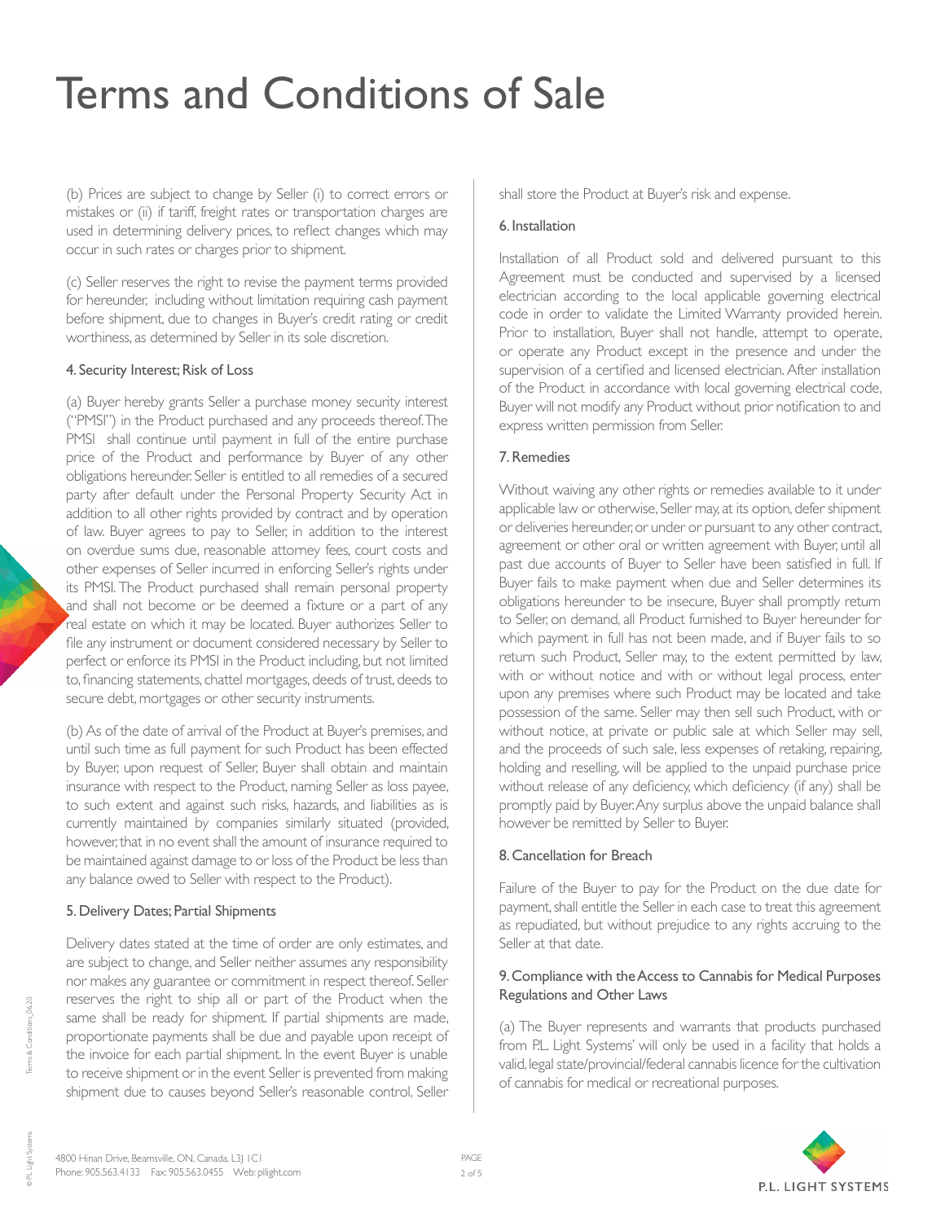# Terms and Conditions of Sale

(b) Prices are subject to change by Seller (i) to correct errors or mistakes or (ii) if tariff, freight rates or transportation charges are used in determining delivery prices, to reflect changes which may occur in such rates or charges prior to shipment.

(c) Seller reserves the right to revise the payment terms provided for hereunder, including without limitation requiring cash payment before shipment, due to changes in Buyer's credit rating or credit worthiness, as determined by Seller in its sole discretion.

### 4. Security Interest; Risk of Loss

(a) Buyer hereby grants Seller a purchase money security interest ("PMSI") in the Product purchased and any proceeds thereof. The PMSI shall continue until payment in full of the entire purchase price of the Product and performance by Buyer of any other obligations hereunder. Seller is entitled to all remedies of a secured party after default under the Personal Property Security Act in addition to all other rights provided by contract and by operation of law. Buyer agrees to pay to Seller, in addition to the interest on overdue sums due, reasonable attorney fees, court costs and other expenses of Seller incurred in enforcing Seller's rights under its PMSI. The Product purchased shall remain personal property and shall not become or be deemed a fixture or a part of any real estate on which it may be located. Buyer authorizes Seller to file any instrument or document considered necessary by Seller to perfect or enforce its PMSI in the Product including, but not limited to, financing statements, chattel mortgages, deeds of trust, deeds to secure debt, mortgages or other security instruments.

(b) As of the date of arrival of the Product at Buyer's premises, and until such time as full payment for such Product has been effected by Buyer, upon request of Seller, Buyer shall obtain and maintain insurance with respect to the Product, naming Seller as loss payee, to such extent and against such risks, hazards, and liabilities as is currently maintained by companies similarly situated (provided, however, that in no event shall the amount of insurance required to be maintained against damage to or loss of the Product be less than any balance owed to Seller with respect to the Product).

### 5. Delivery Dates; Partial Shipments

Delivery dates stated at the time of order are only estimates, and are subject to change, and Seller neither assumes any responsibility nor makes any guarantee or commitment in respect thereof. Seller reserves the right to ship all or part of the Product when the same shall be ready for shipment. If partial shipments are made, proportionate payments shall be due and payable upon receipt of the invoice for each partial shipment. In the event Buyer is unable to receive shipment or in the event Seller is prevented from making shipment due to causes beyond Seller's reasonable control, Seller shall store the Product at Buyer's risk and expense.

### 6. Installation

Installation of all Product sold and delivered pursuant to this Agreement must be conducted and supervised by a licensed electrician according to the local applicable governing electrical code in order to validate the Limited Warranty provided herein. Prior to installation, Buyer shall not handle, attempt to operate, or operate any Product except in the presence and under the supervision of a certified and licensed electrician. After installation of the Product in accordance with local governing electrical code, Buyer will not modify any Product without prior notification to and express written permission from Seller.

### 7. Remedies

Without waiving any other rights or remedies available to it under applicable law or otherwise, Seller may, at its option, defer shipment or deliveries hereunder, or under or pursuant to any other contract, agreement or other oral or written agreement with Buyer, until all past due accounts of Buyer to Seller have been satisfied in full. If Buyer fails to make payment when due and Seller determines its obligations hereunder to be insecure, Buyer shall promptly return to Seller, on demand, all Product furnished to Buyer hereunder for which payment in full has not been made, and if Buyer fails to so return such Product, Seller may, to the extent permitted by law, with or without notice and with or without legal process, enter upon any premises where such Product may be located and take possession of the same. Seller may then sell such Product, with or without notice, at private or public sale at which Seller may sell, and the proceeds of such sale, less expenses of retaking, repairing, holding and reselling, will be applied to the unpaid purchase price without release of any deficiency, which deficiency (if any) shall be promptly paid by Buyer. Any surplus above the unpaid balance shall however be remitted by Seller to Buyer.

### 8. Cancellation for Breach

Failure of the Buyer to pay for the Product on the due date for payment, shall entitle the Seller in each case to treat this agreement as repudiated, but without prejudice to any rights accruing to the Seller at that date.

### 9. Compliance with the Access to Cannabis for Medical Purposes Regulations and Other Laws

(a) The Buyer represents and warrants that products purchased from P.L. Light Systems' will only be used in a facility that holds a valid, legal state/provincial/federal cannabis licence for the cultivation of cannabis for medical or recreational purposes.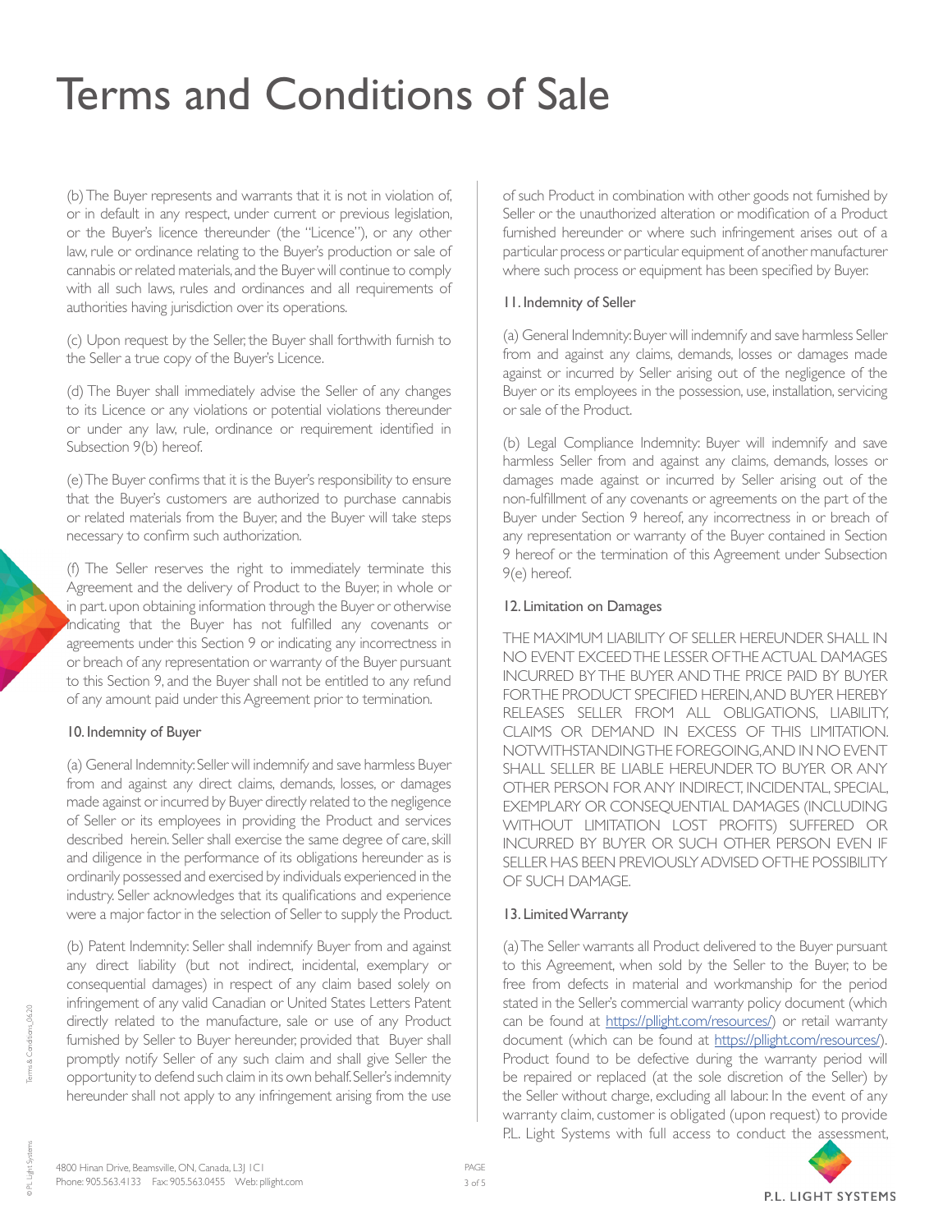# Terms and Conditions of Sale

(b) The Buyer represents and warrants that it is not in violation of, or in default in any respect, under current or previous legislation, or the Buyer's licence thereunder (the "Licence"), or any other law, rule or ordinance relating to the Buyer's production or sale of cannabis or related materials, and the Buyer will continue to comply with all such laws, rules and ordinances and all requirements of authorities having jurisdiction over its operations.

(c) Upon request by the Seller, the Buyer shall forthwith furnish to the Seller a true copy of the Buyer's Licence.

(d) The Buyer shall immediately advise the Seller of any changes to its Licence or any violations or potential violations thereunder or under any law, rule, ordinance or requirement identified in Subsection 9(b) hereof.

(e) The Buyer confirms that it is the Buyer's responsibility to ensure that the Buyer's customers are authorized to purchase cannabis or related materials from the Buyer, and the Buyer will take steps necessary to confirm such authorization.

(f) The Seller reserves the right to immediately terminate this Agreement and the delivery of Product to the Buyer, in whole or in part. upon obtaining information through the Buyer or otherwise indicating that the Buyer has not fulfilled any covenants or agreements under this Section 9 or indicating any incorrectness in or breach of any representation or warranty of the Buyer pursuant to this Section 9, and the Buyer shall not be entitled to any refund of any amount paid under this Agreement prior to termination.

#### 10. Indemnity of Buyer

(a) General Indemnity: Seller will indemnify and save harmless Buyer from and against any direct claims, demands, losses, or damages made against or incurred by Buyer directly related to the negligence of Seller or its employees in providing the Product and services described herein. Seller shall exercise the same degree of care, skill and diligence in the performance of its obligations hereunder as is ordinarily possessed and exercised by individuals experienced in the industry. Seller acknowledges that its qualifications and experience were a major factor in the selection of Seller to supply the Product.

(b) Patent Indemnity: Seller shall indemnify Buyer from and against any direct liability (but not indirect, incidental, exemplary or consequential damages) in respect of any claim based solely on infringement of any valid Canadian or United States Letters Patent directly related to the manufacture, sale or use of any Product furnished by Seller to Buyer hereunder, provided that Buyer shall promptly notify Seller of any such claim and shall give Seller the opportunity to defend such claim in its own behalf. Seller's indemnity hereunder shall not apply to any infringement arising from the use of such Product in combination with other goods not furnished by Seller or the unauthorized alteration or modification of a Product furnished hereunder or where such infringement arises out of a particular process or particular equipment of another manufacturer where such process or equipment has been specified by Buyer.

#### 11. Indemnity of Seller

(a) General Indemnity: Buyer will indemnify and save harmless Seller from and against any claims, demands, losses or damages made against or incurred by Seller arising out of the negligence of the Buyer or its employees in the possession, use, installation, servicing or sale of the Product.

(b) Legal Compliance Indemnity: Buyer will indemnify and save harmless Seller from and against any claims, demands, losses or damages made against or incurred by Seller arising out of the non-fulfillment of any covenants or agreements on the part of the Buyer under Section 9 hereof, any incorrectness in or breach of any representation or warranty of the Buyer contained in Section 9 hereof or the termination of this Agreement under Subsection 9(e) hereof.

#### 12. Limitation on Damages

THE MAXIMUM LIABILITY OF SELLER HEREUNDER SHALL IN NO EVENT EXCEED THE LESSER OF THE ACTUAL DAMAGES INCURRED BY THE BUYER AND THE PRICE PAID BY BUYER FOR THE PRODUCT SPECIFIED HEREIN, AND BUYER HEREBY RELEASES SELLER FROM ALL OBLIGATIONS, LIABILITY, CLAIMS OR DEMAND IN EXCESS OF THIS LIMITATION. NOTWITHSTANDING THE FOREGOING, AND IN NO EVENT SHALL SELLER BE LIABLE HEREUNDER TO BUYER OR ANY OTHER PERSON FOR ANY INDIRECT, INCIDENTAL, SPECIAL, EXEMPLARY OR CONSEQUENTIAL DAMAGES (INCLUDING WITHOUT LIMITATION LOST PROFITS) SUFFERED OR INCURRED BY BUYER OR SUCH OTHER PERSON EVEN IF SELLER HAS BEEN PREVIOUSLY ADVISED OF THE POSSIBILITY OF SUCH DAMAGE.

#### 13. Limited Warranty

(a) The Seller warrants all Product delivered to the Buyer pursuant to this Agreement, when sold by the Seller to the Buyer, to be free from defects in material and workmanship for the period stated in the Seller's commercial warranty policy document (which can be found at https://pllight.com/resources/) or retail warranty document (which can be found at https://pllight.com/resources/). Product found to be defective during the warranty period will be repaired or replaced (at the sole discretion of the Seller) by the Seller without charge, excluding all labour. In the event of any warranty claim, customer is obligated (upon request) to provide P.L. Light Systems with full access to conduct the assessment,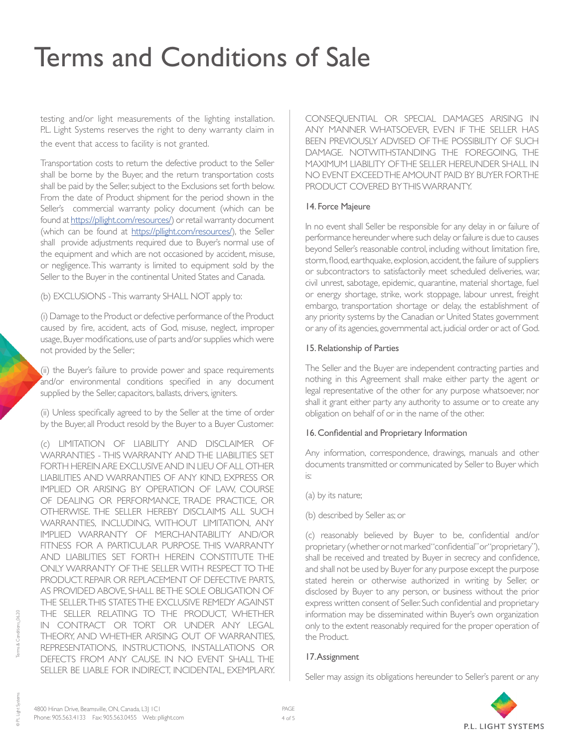# Terms and Conditions of Sale

testing and/or light measurements of the lighting installation. P.L. Light Systems reserves the right to deny warranty claim in the event that access to facility is not granted.

Transportation costs to return the defective product to the Seller shall be borne by the Buyer, and the return transportation costs shall be paid by the Seller, subject to the Exclusions set forth below. From the date of Product shipment for the period shown in the Seller's commercial warranty policy document (which can be found at https://pllight.com/resources/) or retail warranty document (which can be found at https://pllight.com/resources/), the Seller shall provide adjustments required due to Buyer's normal use of the equipment and which are not occasioned by accident, misuse, or negligence. This warranty is limited to equipment sold by the Seller to the Buyer in the continental United States and Canada.

(b) EXCLUSIONS - This warranty SHALL NOT apply to:

(i) Damage to the Product or defective performance of the Product caused by fire, accident, acts of God, misuse, neglect, improper usage, Buyer modifications, use of parts and/or supplies which were not provided by the Seller;

(ii) the Buyer's failure to provide power and space requirements and/or environmental conditions specified in any document supplied by the Seller, capacitors, ballasts, drivers, igniters.

(ii) Unless specifically agreed to by the Seller at the time of order by the Buyer, all Product resold by the Buyer to a Buyer Customer.

(c) LIMITATION OF LIABILITY AND DISCLAIMER OF WARRANTIES - THIS WARRANTY AND THE LIABILITIES SET FORTH HEREIN ARE EXCLUSIVE AND IN LIEU OF ALL OTHER LIABILITIES AND WARRANTIES OF ANY KIND, EXPRESS OR IMPLIED OR ARISING BY OPERATION OF LAW, COURSE OF DEALING OR PERFORMANCE, TRADE PRACTICE, OR OTHERWISE. THE SELLER HEREBY DISCLAIMS ALL SUCH WARRANTIES, INCLUDING, WITHOUT LIMITATION, ANY IMPLIED WARRANTY OF MERCHANTABILITY AND/OR FITNESS FOR A PARTICULAR PURPOSE. THIS WARRANTY AND LIABILITIES SET FORTH HEREIN CONSTITUTE THE ONLY WARRANTY OF THE SELLER WITH RESPECT TO THE PRODUCT. REPAIR OR REPLACEMENT OF DEFECTIVE PARTS, AS PROVIDED ABOVE, SHALL BE THE SOLE OBLIGATION OF THE SELLER. THIS STATES THE EXCLUSIVE REMEDY AGAINST THE SELLER RELATING TO THE PRODUCT, WHETHER IN CONTRACT OR TORT OR UNDER ANY LEGAL THEORY, AND WHETHER ARISING OUT OF WARRANTIES, REPRESENTATIONS, INSTRUCTIONS, INSTALLATIONS OR DEFECTS FROM ANY CAUSE. IN NO EVENT SHALL THE SELLER BE LIABLE FOR INDIRECT, INCIDENTAL, EXEMPLARY. CONSEQUENTIAL OR SPECIAL DAMAGES ARISING IN ANY MANNER WHATSOEVER, EVEN IF THE SELLER HAS BEEN PREVIOUSLY ADVISED OF THE POSSIBILITY OF SUCH DAMAGE. NOTWITHSTANDING THE FOREGOING, THE MAXIMUM LIABILITY OF THE SELLER HEREUNDER SHALL IN NO EVENT EXCEED THE AMOUNT PAID BY BUYER FOR THE PRODUCT COVERED BY THIS WARRANTY.

## 14. Force Majeure

In no event shall Seller be responsible for any delay in or failure of performance hereunder where such delay or failure is due to causes beyond Seller's reasonable control, including without limitation fire, storm, flood, earthquake, explosion, accident, the failure of suppliers or subcontractors to satisfactorily meet scheduled deliveries, war, civil unrest, sabotage, epidemic, quarantine, material shortage, fuel or energy shortage, strike, work stoppage, labour unrest, freight embargo, transportation shortage or delay, the establishment of any priority systems by the Canadian or United States government or any of its agencies, governmental act, judicial order or act of God.

## 15. Relationship of Parties

The Seller and the Buyer are independent contracting parties and nothing in this Agreement shall make either party the agent or legal representative of the other for any purpose whatsoever, nor shall it grant either party any authority to assume or to create any obligation on behalf of or in the name of the other.

## 16. Confidential and Proprietary Information

Any information, correspondence, drawings, manuals and other documents transmitted or communicated by Seller to Buyer which is:

(a) by its nature;

(b) described by Seller as; or

(c) reasonably believed by Buyer to be, confidential and/or proprietary (whether or not marked "confidential" or "proprietary"), shall be received and treated by Buyer in secrecy and confidence, and shall not be used by Buyer for any purpose except the purpose stated herein or otherwise authorized in writing by Seller, or disclosed by Buyer to any person, or business without the prior express written consent of Seller. Such confidential and proprietary information may be disseminated within Buyer's own organization only to the extent reasonably required for the proper operation of the Product.

## 17. Assignment

Seller may assign its obligations hereunder to Seller's parent or any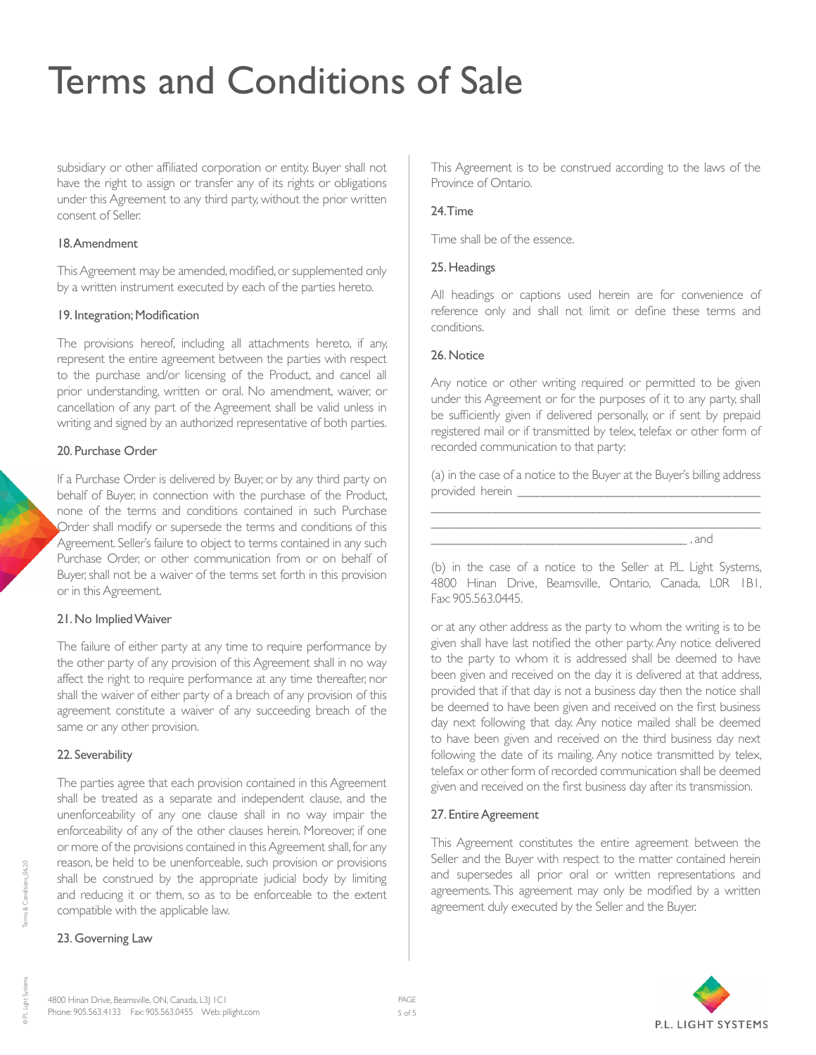# Terms and Conditions of Sale

subsidiary or other affiliated corporation or entity. Buyer shall not have the right to assign or transfer any of its rights or obligations under this Agreement to any third party, without the prior written consent of Seller.

### 18. Amendment

This Agreement may be amended, modified, or supplemented only by a written instrument executed by each of the parties hereto.

### 19. Integration; Modification

The provisions hereof, including all attachments hereto, if any, represent the entire agreement between the parties with respect to the purchase and/or licensing of the Product, and cancel all prior understanding, written or oral. No amendment, waiver, or cancellation of any part of the Agreement shall be valid unless in writing and signed by an authorized representative of both parties.

### 20. Purchase Order

If a Purchase Order is delivered by Buyer, or by any third party on behalf of Buyer, in connection with the purchase of the Product, none of the terms and conditions contained in such Purchase Order shall modify or supersede the terms and conditions of this Agreement. Seller's failure to object to terms contained in any such Purchase Order, or other communication from or on behalf of Buyer, shall not be a waiver of the terms set forth in this provision or in this Agreement.

### 21. No Implied Waiver

The failure of either party at any time to require performance by the other party of any provision of this Agreement shall in no way affect the right to require performance at any time thereafter, nor shall the waiver of either party of a breach of any provision of this agreement constitute a waiver of any succeeding breach of the same or any other provision.

### 22. Severability

The parties agree that each provision contained in this Agreement shall be treated as a separate and independent clause, and the unenforceability of any one clause shall in no way impair the enforceability of any of the other clauses herein. Moreover, if one or more of the provisions contained in this Agreement shall, for any reason, be held to be unenforceable, such provision or provisions shall be construed by the appropriate judicial body by limiting and reducing it or them, so as to be enforceable to the extent compatible with the applicable law.

### 23. Governing Law

This Agreement is to be construed according to the laws of the Province of Ontario.

### 24. Time

Time shall be of the essence.

### 25. Headings

All headings or captions used herein are for convenience of reference only and shall not limit or define these terms and conditions.

### 26. Notice

Any notice or other writing required or permitted to be given under this Agreement or for the purposes of it to any party, shall be sufficiently given if delivered personally, or if sent by prepaid registered mail or if transmitted by telex, telefax or other form of recorded communication to that party:

(a) in the case of a notice to the Buyer at the Buyer's billing address provided herein ______________________________________
______________________________________________________
______________________________________________________
__________________________________________ , and

(b) in the case of a notice to the Seller at P.L. Light Systems, 4800 Hinan Drive, Beamsville, Ontario, Canada, L0R 1B1, Fax: 905.563.0445.

or at any other address as the party to whom the writing is to be given shall have last notified the other party. Any notice delivered to the party to whom it is addressed shall be deemed to have been given and received on the day it is delivered at that address, provided that if that day is not a business day then the notice shall be deemed to have been given and received on the first business day next following that day. Any notice mailed shall be deemed to have been given and received on the third business day next following the date of its mailing. Any notice transmitted by telex, telefax or other form of recorded communication shall be deemed given and received on the first business day after its transmission.

### 27. Entire Agreement

This Agreement constitutes the entire agreement between the Seller and the Buyer with respect to the matter contained herein and supersedes all prior oral or written representations and agreements. This agreement may only be modified by a written agreement duly executed by the Seller and the Buyer.